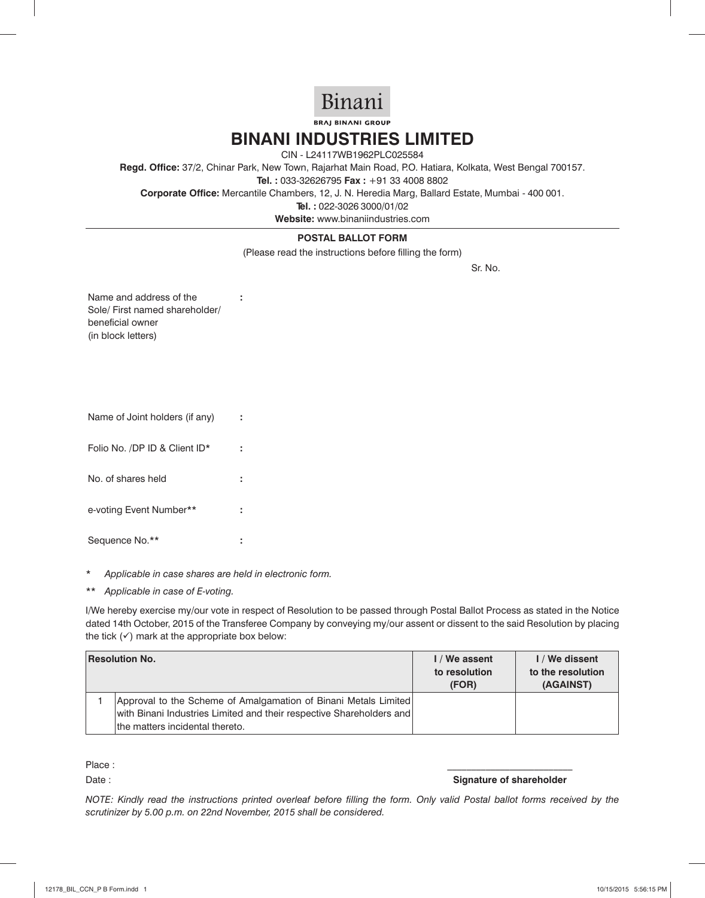Binani

BRAJ BINANI GROUP

# BINANI INDUSTRIES LIMITED

CIN - L24117WB1962PLC025584

**Regd. Office:** 37/2, Chinar Park, New Town, Rajarhat Main Road, P.O. Hatiara, Kolkata, West Bengal 700157.

**Tel. :** 033-32626795 **Fax :** +91 33 4008 8802

**Corporate Office:** Mercantile Chambers, 12, J. N. Heredia Marg, Ballard Estate, Mumbai - 400 001.

**Tel. :** 022-3026 3000/01/02

**Website:** www.binaniindustries.com

## POSTAL BALLOT FORM

(Please read the instructions before filling the form)

Sr. No.

Name and address of the Sole/ First named shareholder/ beneficial owner (in block letters) :

Name of Joint holders (if any) :

Folio No. /DP ID & Client ID* :

No. of shares held :

e-voting Event Number** :

Sequence No.** :

\* *Applicable in case shares are held in electronic form.*

\*\* *Applicable in case of E-voting.*

I/We hereby exercise my/our vote in respect of Resolution to be passed through Postal Ballot Process as stated in the Notice dated 14th October, 2015 of the Transferee Company by conveying my/our assent or dissent to the said Resolution by placing the tick (✓) mark at the appropriate box below:

| Resolution No. | | I / We assent to resolution (FOR) | I / We dissent to the resolution (AGAINST) |
|---|---|---|---|
| 1 | Approval to the Scheme of Amalgamation of Binani Metals Limited with Binani Industries Limited and their respective Shareholders and the matters incidental thereto. | | |

Place :

Date :

**Signature of shareholder**

*NOTE: Kindly read the instructions printed overleaf before filling the form. Only valid Postal ballot forms received by the scrutinizer by 5.00 p.m. on 22nd November, 2015 shall be considered.*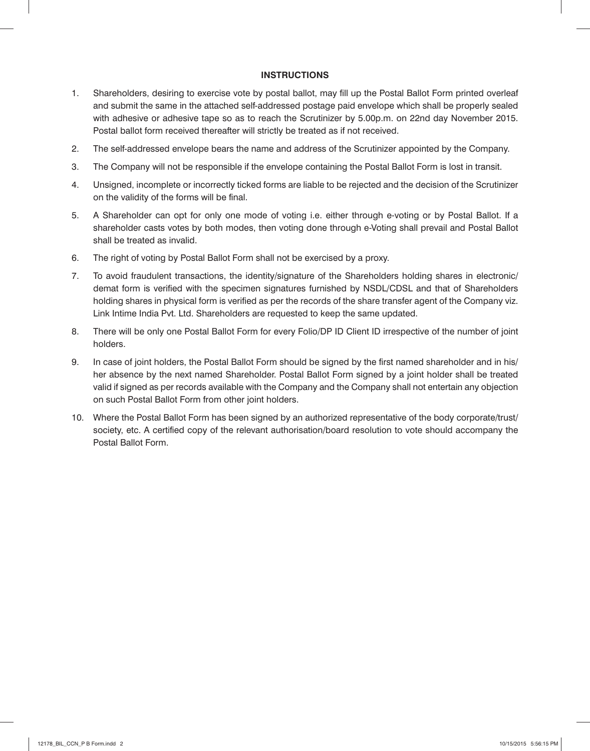## INSTRUCTIONS

1. Shareholders, desiring to exercise vote by postal ballot, may fill up the Postal Ballot Form printed overleaf and submit the same in the attached self-addressed postage paid envelope which shall be properly sealed with adhesive or adhesive tape so as to reach the Scrutinizer by 5.00p.m. on 22nd day November 2015. Postal ballot form received thereafter will strictly be treated as if not received.
2. The self-addressed envelope bears the name and address of the Scrutinizer appointed by the Company.
3. The Company will not be responsible if the envelope containing the Postal Ballot Form is lost in transit.
4. Unsigned, incomplete or incorrectly ticked forms are liable to be rejected and the decision of the Scrutinizer on the validity of the forms will be final.
5. A Shareholder can opt for only one mode of voting i.e. either through e-voting or by Postal Ballot. If a shareholder casts votes by both modes, then voting done through e-Voting shall prevail and Postal Ballot shall be treated as invalid.
6. The right of voting by Postal Ballot Form shall not be exercised by a proxy.
7. To avoid fraudulent transactions, the identity/signature of the Shareholders holding shares in electronic/ demat form is verified with the specimen signatures furnished by NSDL/CDSL and that of Shareholders holding shares in physical form is verified as per the records of the share transfer agent of the Company viz. Link Intime India Pvt. Ltd. Shareholders are requested to keep the same updated.
8. There will be only one Postal Ballot Form for every Folio/DP ID Client ID irrespective of the number of joint holders.
9. In case of joint holders, the Postal Ballot Form should be signed by the first named shareholder and in his/ her absence by the next named Shareholder. Postal Ballot Form signed by a joint holder shall be treated valid if signed as per records available with the Company and the Company shall not entertain any objection on such Postal Ballot Form from other joint holders.
10. Where the Postal Ballot Form has been signed by an authorized representative of the body corporate/trust/ society, etc. A certified copy of the relevant authorisation/board resolution to vote should accompany the Postal Ballot Form.